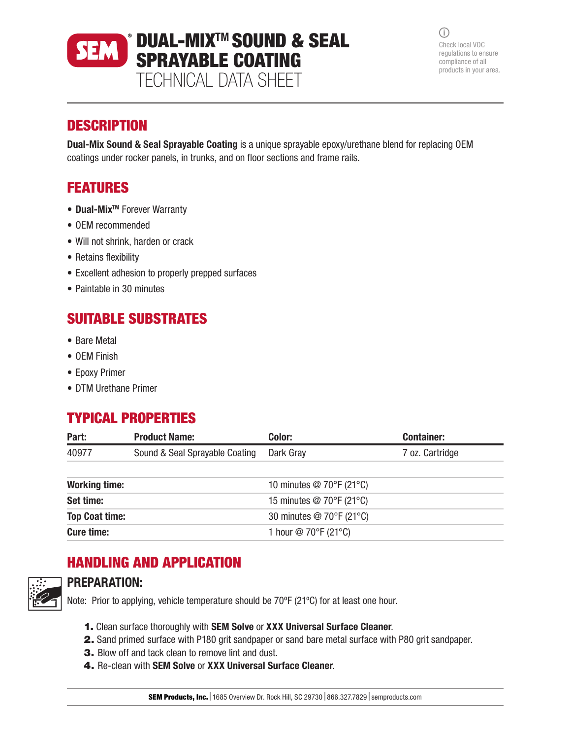# SEM® DUAL-MIX™ SOUND & SEAL SPRAYABLE COATING
TECHNICAL DATA SHEET

Check local VOC regulations to ensure compliance of all products in your area.

## DESCRIPTION

**Dual-Mix Sound & Seal Sprayable Coating** is a unique sprayable epoxy/urethane blend for replacing OEM coatings under rocker panels, in trunks, and on floor sections and frame rails.

## FEATURES

- **Dual-Mix™** Forever Warranty
- OEM recommended
- Will not shrink, harden or crack
- Retains flexibility
- Excellent adhesion to properly prepped surfaces
- Paintable in 30 minutes

## SUITABLE SUBSTRATES

- Bare Metal
- OEM Finish
- Epoxy Primer
- DTM Urethane Primer

## TYPICAL PROPERTIES

| Part: | Product Name: | Color: | Container: |
|---|---|---|---|
| 40977 | Sound & Seal Sprayable Coating | Dark Gray | 7 oz. Cartridge |

| | |
|---|---|
| **Working time:** | 10 minutes @ 70°F (21°C) |
| **Set time:** | 15 minutes @ 70°F (21°C) |
| **Top Coat time:** | 30 minutes @ 70°F (21°C) |
| **Cure time:** | 1 hour @ 70°F (21°C) |

## HANDLING AND APPLICATION

### PREPARATION:

Note: Prior to applying, vehicle temperature should be 70ºF (21ºC) for at least one hour.

1. Clean surface thoroughly with **SEM Solve** or **XXX Universal Surface Cleaner**.
2. Sand primed surface with P180 grit sandpaper or sand bare metal surface with P80 grit sandpaper.
3. Blow off and tack clean to remove lint and dust.
4. Re-clean with **SEM Solve** or **XXX Universal Surface Cleaner**.

**SEM Products, Inc.** | 1685 Overview Dr. Rock Hill, SC 29730 | 866.327.7829 | semproducts.com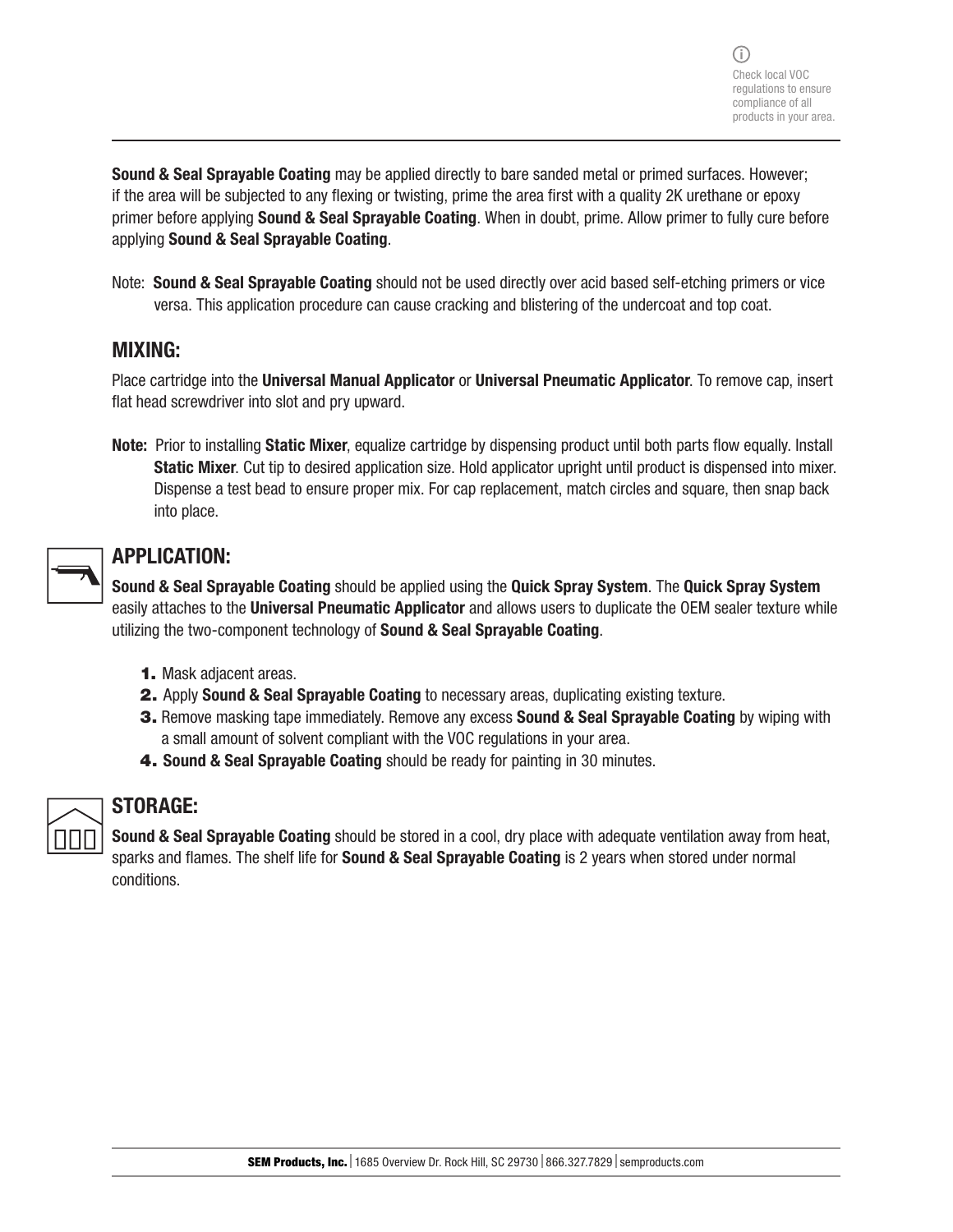Check local VOC regulations to ensure compliance of all products in your area.

**Sound & Seal Sprayable Coating** may be applied directly to bare sanded metal or primed surfaces. However; if the area will be subjected to any flexing or twisting, prime the area first with a quality 2K urethane or epoxy primer before applying **Sound & Seal Sprayable Coating**. When in doubt, prime. Allow primer to fully cure before applying **Sound & Seal Sprayable Coating**.

Note: **Sound & Seal Sprayable Coating** should not be used directly over acid based self-etching primers or vice versa. This application procedure can cause cracking and blistering of the undercoat and top coat.

## MIXING:

Place cartridge into the **Universal Manual Applicator** or **Universal Pneumatic Applicator**. To remove cap, insert flat head screwdriver into slot and pry upward.

**Note:** Prior to installing **Static Mixer**, equalize cartridge by dispensing product until both parts flow equally. Install **Static Mixer**. Cut tip to desired application size. Hold applicator upright until product is dispensed into mixer. Dispense a test bead to ensure proper mix. For cap replacement, match circles and square, then snap back into place.

## APPLICATION:

**Sound & Seal Sprayable Coating** should be applied using the **Quick Spray System**. The **Quick Spray System** easily attaches to the **Universal Pneumatic Applicator** and allows users to duplicate the OEM sealer texture while utilizing the two-component technology of **Sound & Seal Sprayable Coating**.

1. Mask adjacent areas.
2. Apply **Sound & Seal Sprayable Coating** to necessary areas, duplicating existing texture.
3. Remove masking tape immediately. Remove any excess **Sound & Seal Sprayable Coating** by wiping with a small amount of solvent compliant with the VOC regulations in your area.
4. **Sound & Seal Sprayable Coating** should be ready for painting in 30 minutes.

## STORAGE:

**Sound & Seal Sprayable Coating** should be stored in a cool, dry place with adequate ventilation away from heat, sparks and flames. The shelf life for **Sound & Seal Sprayable Coating** is 2 years when stored under normal conditions.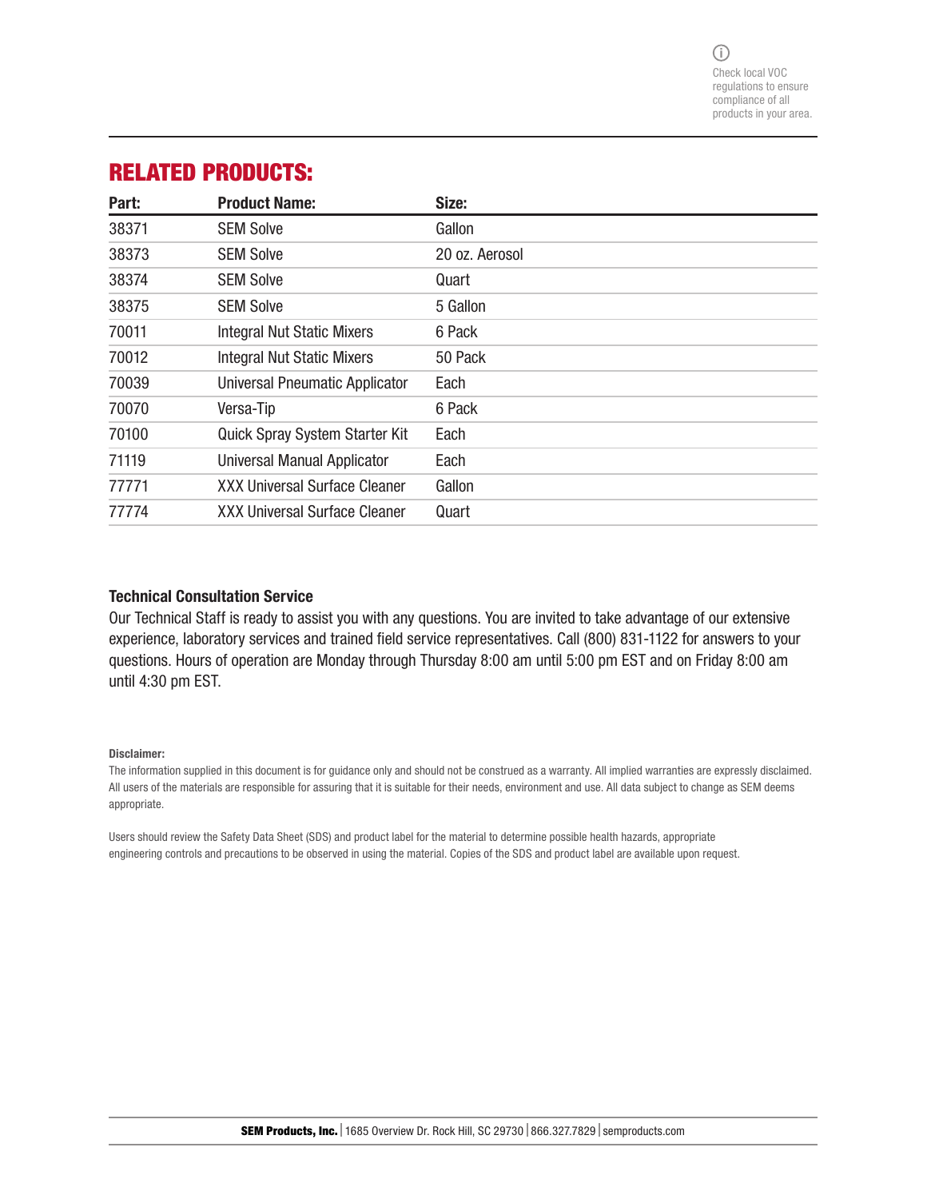Check local VOC regulations to ensure compliance of all products in your area.

## RELATED PRODUCTS:

| Part: | Product Name: | Size: |
|---|---|---|
| 38371 | SEM Solve | Gallon |
| 38373 | SEM Solve | 20 oz. Aerosol |
| 38374 | SEM Solve | Quart |
| 38375 | SEM Solve | 5 Gallon |
| 70011 | Integral Nut Static Mixers | 6 Pack |
| 70012 | Integral Nut Static Mixers | 50 Pack |
| 70039 | Universal Pneumatic Applicator | Each |
| 70070 | Versa-Tip | 6 Pack |
| 70100 | Quick Spray System Starter Kit | Each |
| 71119 | Universal Manual Applicator | Each |
| 77771 | XXX Universal Surface Cleaner | Gallon |
| 77774 | XXX Universal Surface Cleaner | Quart |

### Technical Consultation Service

Our Technical Staff is ready to assist you with any questions. You are invited to take advantage of our extensive experience, laboratory services and trained field service representatives. Call (800) 831-1122 for answers to your questions. Hours of operation are Monday through Thursday 8:00 am until 5:00 pm EST and on Friday 8:00 am until 4:30 pm EST.

**Disclaimer:**

The information supplied in this document is for guidance only and should not be construed as a warranty. All implied warranties are expressly disclaimed. All users of the materials are responsible for assuring that it is suitable for their needs, environment and use. All data subject to change as SEM deems appropriate.

Users should review the Safety Data Sheet (SDS) and product label for the material to determine possible health hazards, appropriate engineering controls and precautions to be observed in using the material. Copies of the SDS and product label are available upon request.

**SEM Products, Inc.** | 1685 Overview Dr. Rock Hill, SC 29730 | 866.327.7829 | semproducts.com